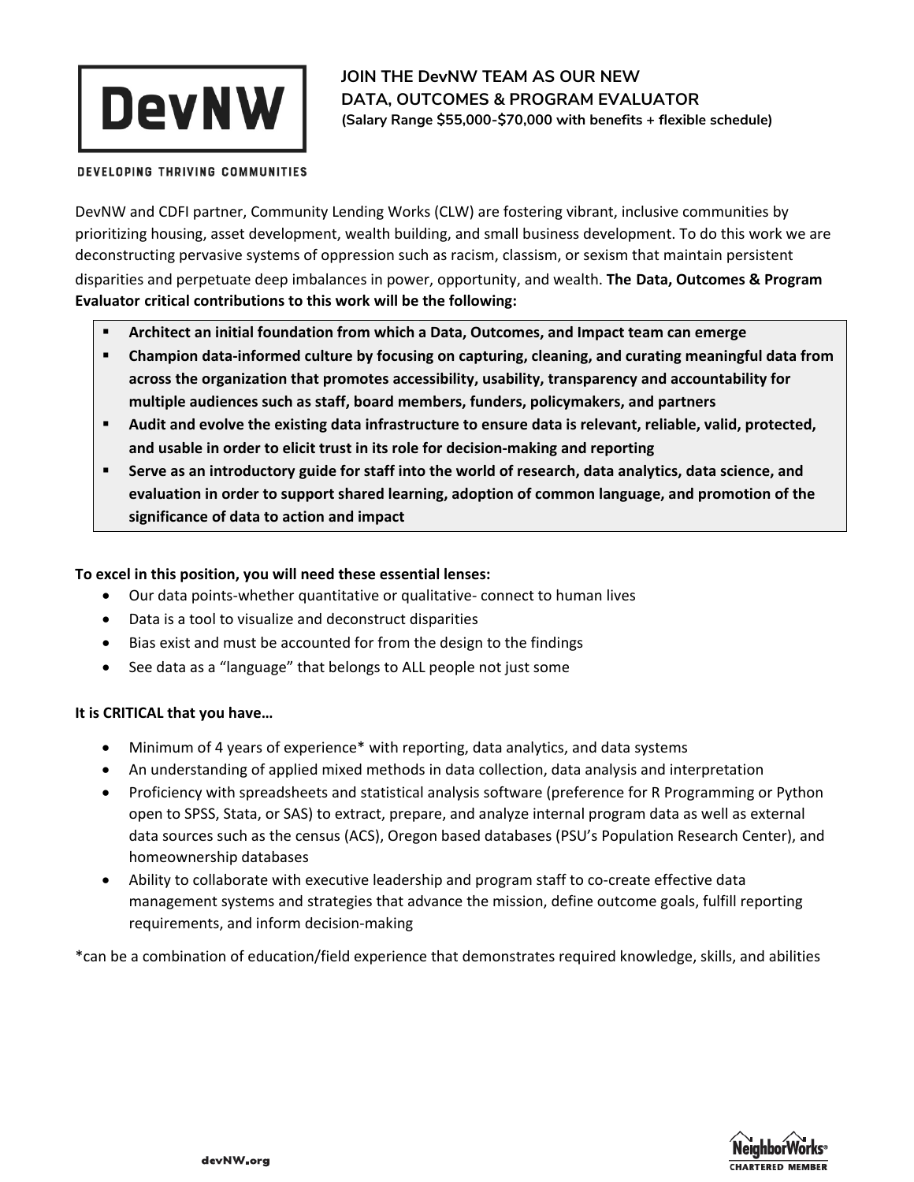DevNW

DEVELOPING THRIVING COMMUNITIES

## JOIN THE DevNW TEAM AS OUR NEW DATA, OUTCOMES & PROGRAM EVALUATOR

**(Salary Range $55,000-$70,000 with benefits + flexible schedule)**

DevNW and CDFI partner, Community Lending Works (CLW) are fostering vibrant, inclusive communities by prioritizing housing, asset development, wealth building, and small business development. To do this work we are deconstructing pervasive systems of oppression such as racism, classism, or sexism that maintain persistent disparities and perpetuate deep imbalances in power, opportunity, and wealth. **The Data, Outcomes & Program Evaluator critical contributions to this work will be the following:**

- **Architect an initial foundation from which a Data, Outcomes, and Impact team can emerge**
- **Champion data-informed culture by focusing on capturing, cleaning, and curating meaningful data from across the organization that promotes accessibility, usability, transparency and accountability for multiple audiences such as staff, board members, funders, policymakers, and partners**
- **Audit and evolve the existing data infrastructure to ensure data is relevant, reliable, valid, protected, and usable in order to elicit trust in its role for decision-making and reporting**
- **Serve as an introductory guide for staff into the world of research, data analytics, data science, and evaluation in order to support shared learning, adoption of common language, and promotion of the significance of data to action and impact**

**To excel in this position, you will need these essential lenses:**

- Our data points-whether quantitative or qualitative- connect to human lives
- Data is a tool to visualize and deconstruct disparities
- Bias exist and must be accounted for from the design to the findings
- See data as a "language" that belongs to ALL people not just some

**It is CRITICAL that you have…**

- Minimum of 4 years of experience* with reporting, data analytics, and data systems
- An understanding of applied mixed methods in data collection, data analysis and interpretation
- Proficiency with spreadsheets and statistical analysis software (preference for R Programming or Python open to SPSS, Stata, or SAS) to extract, prepare, and analyze internal program data as well as external data sources such as the census (ACS), Oregon based databases (PSU's Population Research Center), and homeownership databases
- Ability to collaborate with executive leadership and program staff to co-create effective data management systems and strategies that advance the mission, define outcome goals, fulfill reporting requirements, and inform decision-making

*can be a combination of education/field experience that demonstrates required knowledge, skills, and abilities

devNW.org

NeighborWorks® CHARTERED MEMBER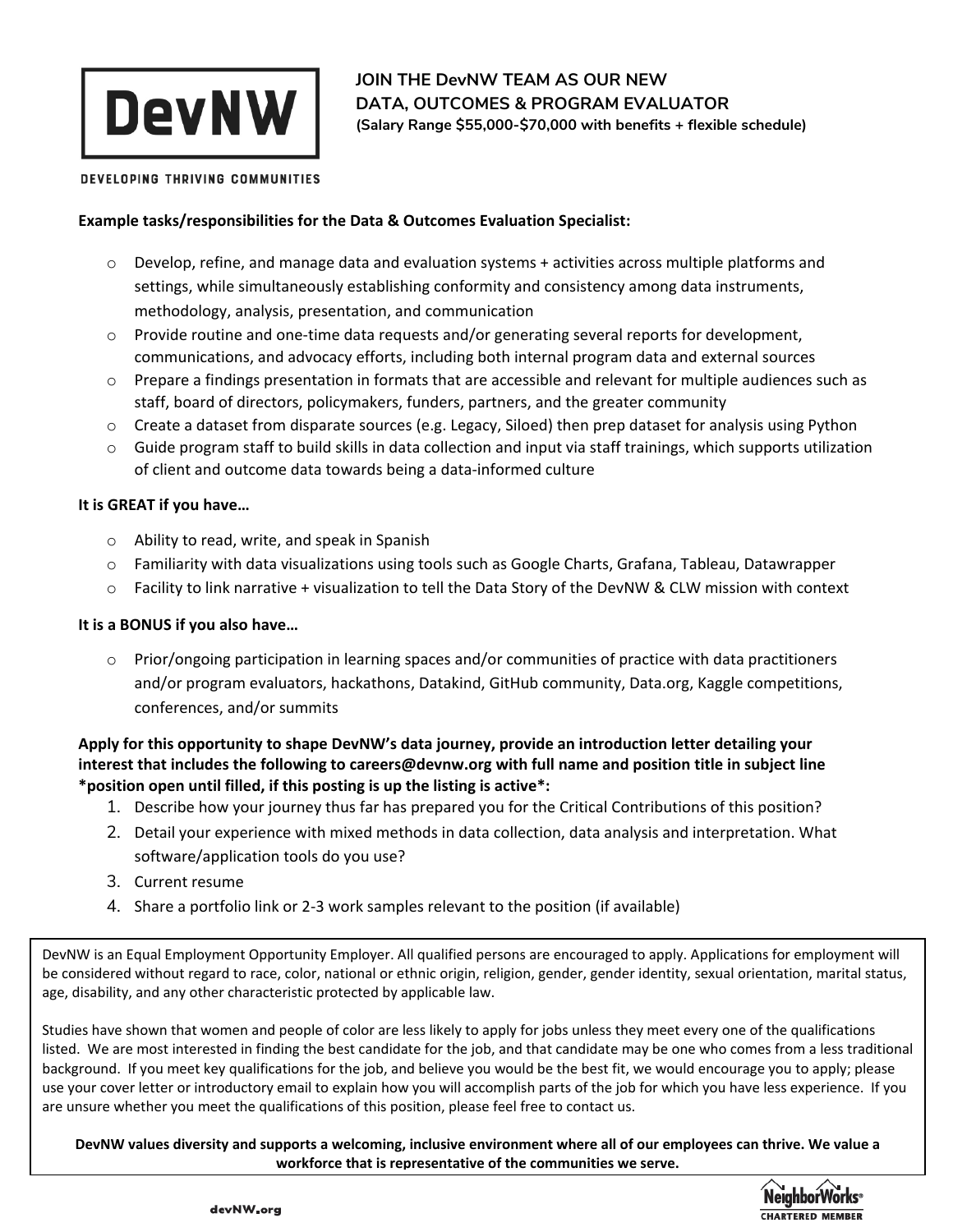DevNW

DEVELOPING THRIVING COMMUNITIES

**JOIN THE DevNW TEAM AS OUR NEW**
**DATA, OUTCOMES & PROGRAM EVALUATOR**
**(Salary Range $55,000-$70,000 with benefits + flexible schedule)**

**Example tasks/responsibilities for the Data & Outcomes Evaluation Specialist:**

- Develop, refine, and manage data and evaluation systems + activities across multiple platforms and settings, while simultaneously establishing conformity and consistency among data instruments, methodology, analysis, presentation, and communication
- Provide routine and one-time data requests and/or generating several reports for development, communications, and advocacy efforts, including both internal program data and external sources
- Prepare a findings presentation in formats that are accessible and relevant for multiple audiences such as staff, board of directors, policymakers, funders, partners, and the greater community
- Create a dataset from disparate sources (e.g. Legacy, Siloed) then prep dataset for analysis using Python
- Guide program staff to build skills in data collection and input via staff trainings, which supports utilization of client and outcome data towards being a data-informed culture

**It is GREAT if you have…**

- Ability to read, write, and speak in Spanish
- Familiarity with data visualizations using tools such as Google Charts, Grafana, Tableau, Datawrapper
- Facility to link narrative + visualization to tell the Data Story of the DevNW & CLW mission with context

**It is a BONUS if you also have…**

- Prior/ongoing participation in learning spaces and/or communities of practice with data practitioners and/or program evaluators, hackathons, Datakind, GitHub community, Data.org, Kaggle competitions, conferences, and/or summits

**Apply for this opportunity to shape DevNW's data journey, provide an introduction letter detailing your interest that includes the following to careers@devnw.org with full name and position title in subject line *position open until filled, if this posting is up the listing is active*:**

1. Describe how your journey thus far has prepared you for the Critical Contributions of this position?
2. Detail your experience with mixed methods in data collection, data analysis and interpretation. What software/application tools do you use?
3. Current resume
4. Share a portfolio link or 2-3 work samples relevant to the position (if available)

DevNW is an Equal Employment Opportunity Employer. All qualified persons are encouraged to apply. Applications for employment will be considered without regard to race, color, national or ethnic origin, religion, gender, gender identity, sexual orientation, marital status, age, disability, and any other characteristic protected by applicable law.

Studies have shown that women and people of color are less likely to apply for jobs unless they meet every one of the qualifications listed. We are most interested in finding the best candidate for the job, and that candidate may be one who comes from a less traditional background. If you meet key qualifications for the job, and believe you would be the best fit, we would encourage you to apply; please use your cover letter or introductory email to explain how you will accomplish parts of the job for which you have less experience. If you are unsure whether you meet the qualifications of this position, please feel free to contact us.

**DevNW values diversity and supports a welcoming, inclusive environment where all of our employees can thrive. We value a workforce that is representative of the communities we serve.**

devNW.org

NeighborWorks® CHARTERED MEMBER